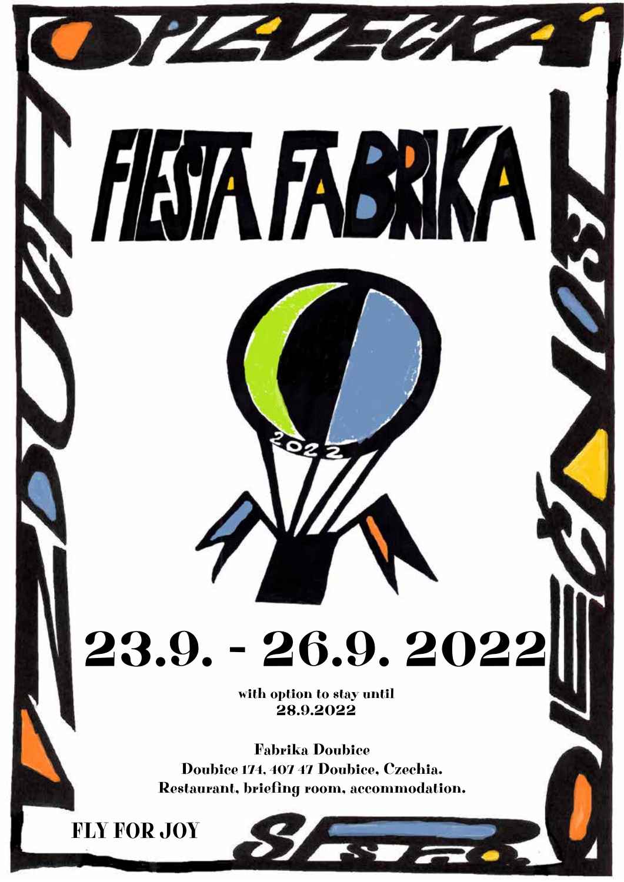# FIESTA FABRIKA

2022

## 23.9. - 26.9. 2022

**with option to stay until 28.9.2022**

**Fabrika Doubice**
**Doubice 174, 407 47 Doubice, Czechia.**
**Restaurant, briefing room, accommodation.**

**FLY FOR JOY**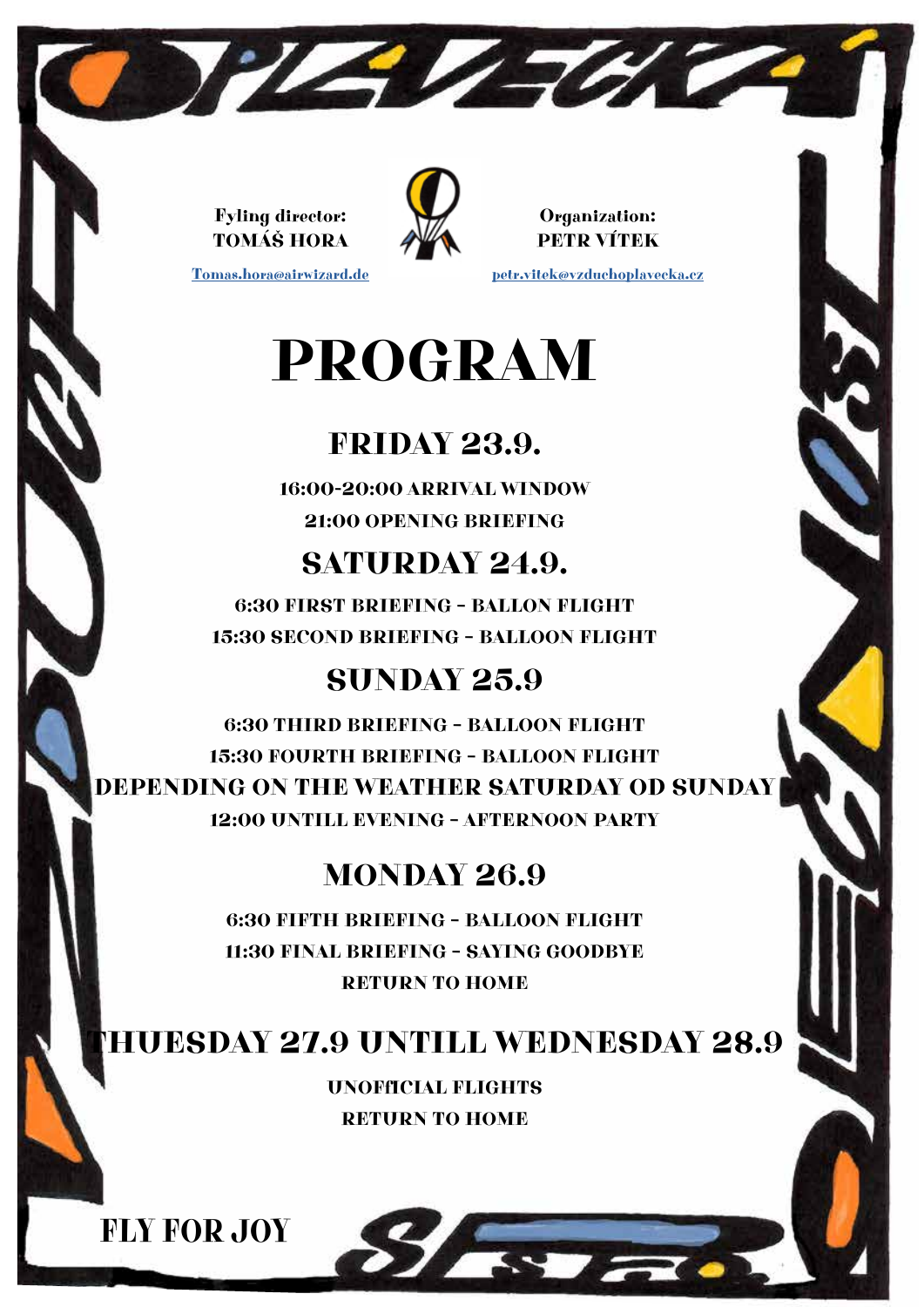**Fyling director:**
**TOMÁŠ HORA**
Tomas.hora@airwizard.de

**Organization:**
**PETR VÍTEK**
petr.vitek@vzduchoplavecka.cz

# PROGRAM

## FRIDAY 23.9.

16:00-20:00 ARRIVAL WINDOW

21:00 OPENING BRIEFING

## SATURDAY 24.9.

6:30 FIRST BRIEFING – BALLON FLIGHT

15:30 SECOND BRIEFING – BALLOON FLIGHT

## SUNDAY 25.9

6:30 THIRD BRIEFING – BALLOON FLIGHT

15:30 FOURTH BRIEFING – BALLOON FLIGHT

DEPENDING ON THE WEATHER SATURDAY OD SUNDAY

12:00 UNTILL EVENING – AFTERNOON PARTY

## MONDAY 26.9

6:30 FIFTH BRIEFING – BALLOON FLIGHT

11:30 FINAL BRIEFING – SAYING GOODBYE

RETURN TO HOME

## THUESDAY 27.9 UNTILL WEDNESDAY 28.9

UNOFFICIAL FLIGHTS

RETURN TO HOME

**FLY FOR JOY**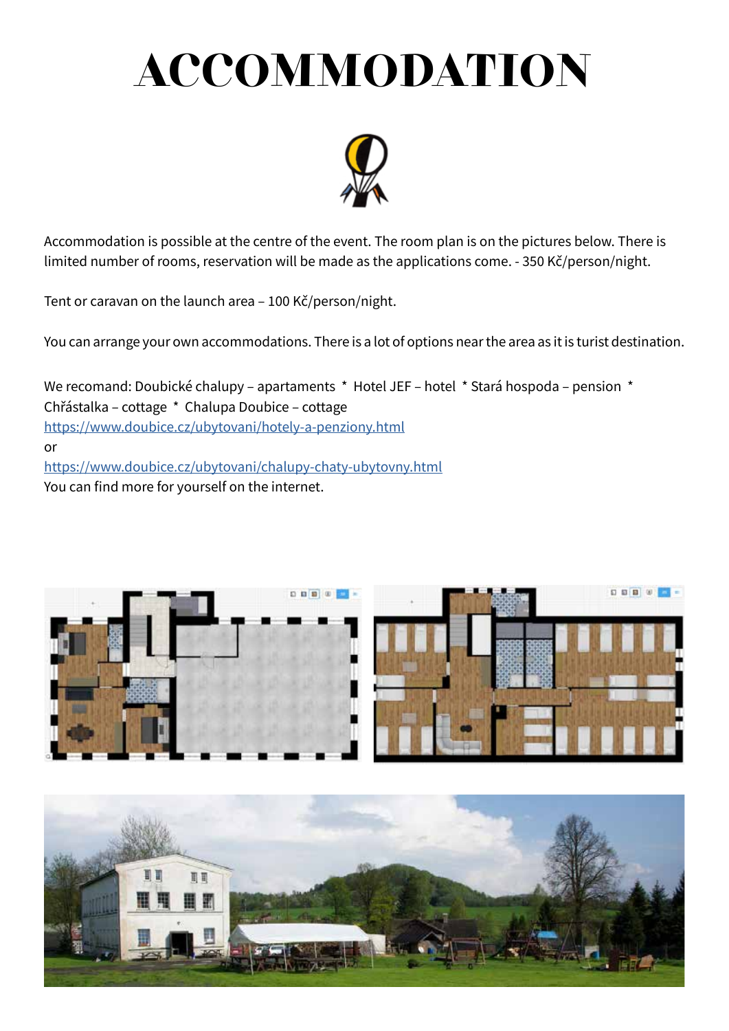# ACCOMMODATION

Accommodation is possible at the centre of the event. The room plan is on the pictures below. There is limited number of rooms, reservation will be made as the applications come. - 350 Kč/person/night.

Tent or caravan on the launch area – 100 Kč/person/night.

You can arrange your own accommodations. There is a lot of options near the area as it is turist destination.

We recomand: Doubické chalupy – apartaments * Hotel JEF – hotel * Stará hospoda – pension * Chřástalka – cottage * Chalupa Doubice – cottage
https://www.doubice.cz/ubytovani/hotely-a-penziony.html
or
https://www.doubice.cz/ubytovani/chalupy-chaty-ubytovny.html
You can find more for yourself on the internet.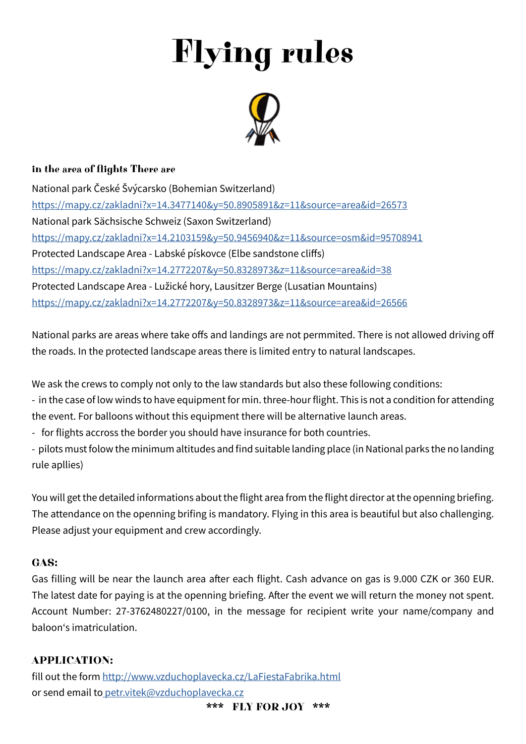# Flying rules

**in the area of flights There are**

National park České Švýcarsko (Bohemian Switzerland)
https://mapy.cz/zakladni?x=14.3477140&y=50.8905891&z=11&source=area&id=26573
National park Sächsische Schweiz (Saxon Switzerland)
https://mapy.cz/zakladni?x=14.2103159&y=50.9456940&z=11&source=osm&id=95708941
Protected Landscape Area - Labské pískovce (Elbe sandstone cliffs)
https://mapy.cz/zakladni?x=14.2772207&y=50.8328973&z=11&source=area&id=38
Protected Landscape Area - Lužické hory, Lausitzer Berge (Lusatian Mountains)
https://mapy.cz/zakladni?x=14.2772207&y=50.8328973&z=11&source=area&id=26566

National parks are areas where take offs and landings are not permmited. There is not allowed driving off the roads. In the protected landscape areas there is limited entry to natural landscapes.

We ask the crews to comply not only to the law standards but also these following conditions:
- in the case of low winds to have equipment for min. three-hour flight. This is not a condition for attending the event. For balloons without this equipment there will be alternative launch areas.
- for flights accross the border you should have insurance for both countries.
- pilots must folow the minimum altitudes and find suitable landing place (in National parks the no landing rule apllies)

You will get the detailed informations about the flight area from the flight director at the openning briefing. The attendance on the openning brifing is mandatory. Flying in this area is beautiful but also challenging. Please adjust your equipment and crew accordingly.

## GAS:

Gas filling will be near the launch area after each flight. Cash advance on gas is 9.000 CZK or 360 EUR. The latest date for paying is at the openning briefing. After the event we will return the money not spent. Account Number: 27-3762480227/0100, in the message for recipient write your name/company and baloon's imatriculation.

## APPLICATION:

fill out the form http://www.vzduchoplavecka.cz/LaFiestaFabrika.html
or send email to petr.vitek@vzduchoplavecka.cz

**\*\*\* FLY FOR JOY \*\*\***